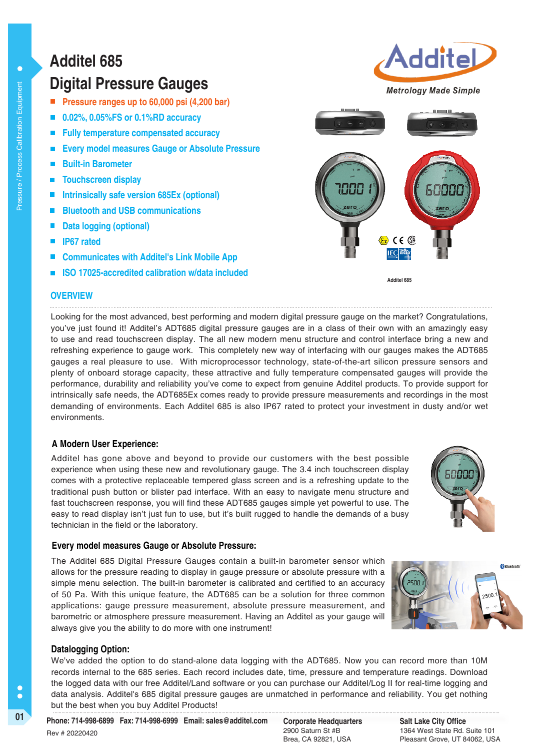# Additel 685
# Digital Pressure Gauges

- Pressure ranges up to 60,000 psi (4,200 bar)
- 0.02%, 0.05%FS or 0.1%RD accuracy
- Fully temperature compensated accuracy
- Every model measures Gauge or Absolute Pressure
- Built-in Barometer
- Touchscreen display
- Intrinsically safe version 685Ex (optional)
- Bluetooth and USB communications
- Data logging (optional)
- IP67 rated
- Communicates with Additel's Link Mobile App
- ISO 17025-accredited calibration w/data included

Additel 685

## OVERVIEW

Looking for the most advanced, best performing and modern digital pressure gauge on the market? Congratulations, you've just found it! Additel's ADT685 digital pressure gauges are in a class of their own with an amazingly easy to use and read touchscreen display. The all new modern menu structure and control interface bring a new and refreshing experience to gauge work. This completely new way of interfacing with our gauges makes the ADT685 gauges a real pleasure to use. With microprocessor technology, state-of-the-art silicon pressure sensors and plenty of onboard storage capacity, these attractive and fully temperature compensated gauges will provide the performance, durability and reliability you've come to expect from genuine Additel products. To provide support for intrinsically safe needs, the ADT685Ex comes ready to provide pressure measurements and recordings in the most demanding of environments. Each Additel 685 is also IP67 rated to protect your investment in dusty and/or wet environments.

### A Modern User Experience:

Additel has gone above and beyond to provide our customers with the best possible experience when using these new and revolutionary gauge. The 3.4 inch touchscreen display comes with a protective replaceable tempered glass screen and is a refreshing update to the traditional push button or blister pad interface. With an easy to navigate menu structure and fast touchscreen response, you will find these ADT685 gauges simple yet powerful to use. The easy to read display isn't just fun to use, but it's built rugged to handle the demands of a busy technician in the field or the laboratory.

### Every model measures Gauge or Absolute Pressure:

The Additel 685 Digital Pressure Gauges contain a built-in barometer sensor which allows for the pressure reading to display in gauge pressure or absolute pressure with a simple menu selection. The built-in barometer is calibrated and certified to an accuracy of 50 Pa. With this unique feature, the ADT685 can be a solution for three common applications: gauge pressure measurement, absolute pressure measurement, and barometric or atmosphere pressure measurement. Having an Additel as your gauge will always give you the ability to do more with one instrument!

### Datalogging Option:

We've added the option to do stand-alone data logging with the ADT685. Now you can record more than 10M records internal to the 685 series. Each record includes date, time, pressure and temperature readings. Download the logged data with our free Additel/Land software or you can purchase our Additel/Log II for real-time logging and data analysis. Additel's 685 digital pressure gauges are unmatched in performance and reliability. You get nothing but the best when you buy Additel Products!

**Phone: 714-998-6899 Fax: 714-998-6999 Email: sales@additel.com**
Rev # 20220420

**Corporate Headquarters**
2900 Saturn St #B
Brea, CA 92821, USA

**Salt Lake City Office**
1364 West State Rd. Suite 101
Pleasant Grove, UT 84062, USA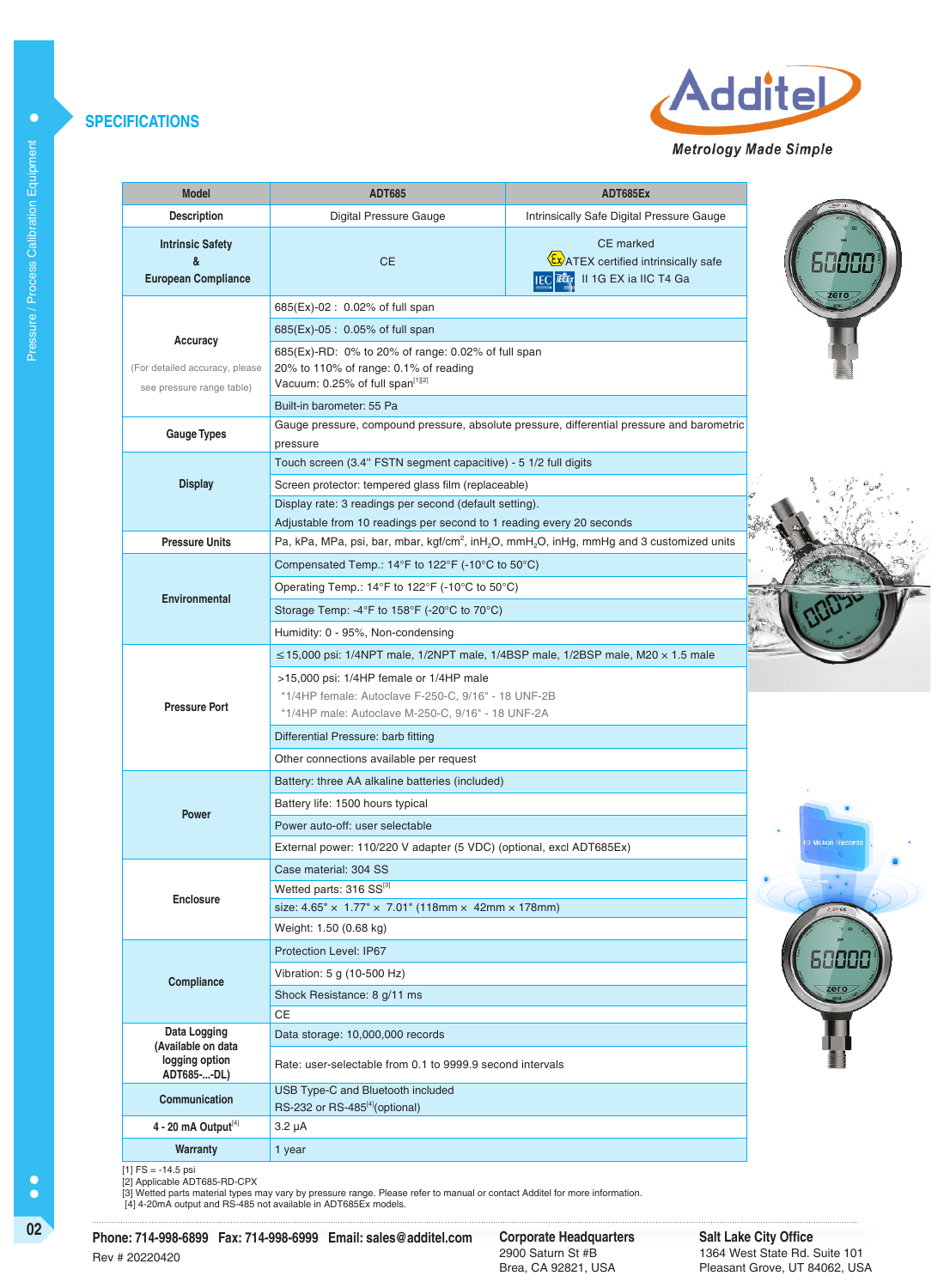## SPECIFICATIONS

| Model | ADT685 | ADT685Ex |
|---|---|---|
| Description | Digital Pressure Gauge | Intrinsically Safe Digital Pressure Gauge |
| Intrinsic Safety & European Compliance | CE | CE marked<br>ATEX certified intrinsically safe<br>II 1G EX ia IIC T4 Ga |
| Accuracy<br>(For detailed accuracy, please see pressure range table) | 685(Ex)-02 : 0.02% of full span | |
| | 685(Ex)-05 : 0.05% of full span | |
| | 685(Ex)-RD: 0% to 20% of range: 0.02% of full span<br>20% to 110% of range: 0.1% of reading<br>Vacuum: 0.25% of full span[1][2] | |
| | Built-in barometer: 55 Pa | |
| Gauge Types | Gauge pressure, compound pressure, absolute pressure, differential pressure and barometric pressure | |
| Display | Touch screen (3.4" FSTN segment capacitive) - 5 1/2 full digits | |
| | Screen protector: tempered glass film (replaceable) | |
| | Display rate: 3 readings per second (default setting).<br>Adjustable from 10 readings per second to 1 reading every 20 seconds | |
| Pressure Units | Pa, kPa, MPa, psi, bar, mbar, kgf/cm$^2$, inH$_2$O, mmH$_2$O, inHg, mmHg and 3 customized units | |
| Environmental | Compensated Temp.: 14°F to 122°F (-10°C to 50°C) | |
| | Operating Temp.: 14°F to 122°F (-10°C to 50°C) | |
| | Storage Temp: -4°F to 158°F (-20°C to 70°C) | |
| | Humidity: 0 - 95%, Non-condensing | |
| Pressure Port | ≤15,000 psi: 1/4NPT male, 1/2NPT male, 1/4BSP male, 1/2BSP male, M20 × 1.5 male | |
| | >15,000 psi: 1/4HP female or 1/4HP male<br>*1/4HP female: Autoclave F-250-C, 9/16" - 18 UNF-2B<br>*1/4HP male: Autoclave M-250-C, 9/16" - 18 UNF-2A | |
| | Differential Pressure: barb fitting | |
| | Other connections available per request | |
| Power | Battery: three AA alkaline batteries (included) | |
| | Battery life: 1500 hours typical | |
| | Power auto-off: user selectable | |
| | External power: 110/220 V adapter (5 VDC) (optional, excl ADT685Ex) | |
| Enclosure | Case material: 304 SS | |
| | Wetted parts: 316 SS[3] | |
| | size: 4.65" × 1.77" × 7.01" (118mm × 42mm × 178mm) | |
| | Weight: 1.50 (0.68 kg) | |
| Compliance | Protection Level: IP67 | |
| | Vibration: 5 g (10-500 Hz) | |
| | Shock Resistance: 8 g/11 ms | |
| | CE | |
| Data Logging (Available on data logging option ADT685-...-DL) | Data storage: 10,000,000 records | |
| | Rate: user-selectable from 0.1 to 9999.9 second intervals | |
| Communication | USB Type-C and Bluetooth included<br>RS-232 or RS-485[4](optional) | |
| 4 - 20 mA Output[4] | 3.2 μA | |
| Warranty | 1 year | |

[1] FS = -14.5 psi
[2] Applicable ADT685-RD-CPX
[3] Wetted parts material types may vary by pressure range. Please refer to manual or contact Additel for more information.
[4] 4-20mA output and RS-485 not available in ADT685Ex models.

**Phone: 714-998-6899 Fax: 714-998-6999 Email: sales@additel.com**
Rev # 20220420

**Corporate Headquarters**
2900 Saturn St #B
Brea, CA 92821, USA

**Salt Lake City Office**
1364 West State Rd. Suite 101
Pleasant Grove, UT 84062, USA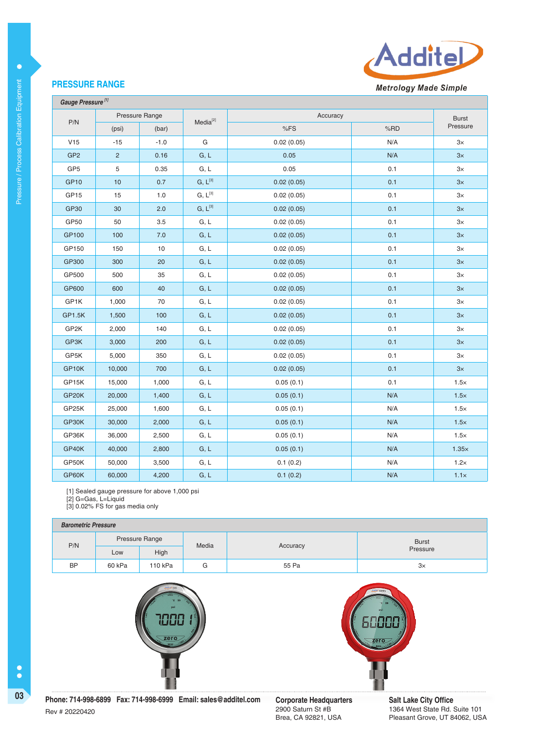## PRESSURE RANGE

Additel
*Metrology Made Simple*

| *Gauge Pressure* [1] | | | | | | |
|---|---|---|---|---|---|---|
| P/N | Pressure Range | | Media[2] | Accuracy | | Burst Pressure |
| | (psi) | (bar) | | %FS | %RD | |
| V15 | -15 | -1.0 | G | 0.02 (0.05) | N/A | 3× |
| GP2 | 2 | 0.16 | G, L | 0.05 | N/A | 3× |
| GP5 | 5 | 0.35 | G, L | 0.05 | 0.1 | 3× |
| GP10 | 10 | 0.7 | G, L[3] | 0.02 (0.05) | 0.1 | 3× |
| GP15 | 15 | 1.0 | G, L[3] | 0.02 (0.05) | 0.1 | 3× |
| GP30 | 30 | 2.0 | G, L[3] | 0.02 (0.05) | 0.1 | 3× |
| GP50 | 50 | 3.5 | G, L | 0.02 (0.05) | 0.1 | 3× |
| GP100 | 100 | 7.0 | G, L | 0.02 (0.05) | 0.1 | 3× |
| GP150 | 150 | 10 | G, L | 0.02 (0.05) | 0.1 | 3× |
| GP300 | 300 | 20 | G, L | 0.02 (0.05) | 0.1 | 3× |
| GP500 | 500 | 35 | G, L | 0.02 (0.05) | 0.1 | 3× |
| GP600 | 600 | 40 | G, L | 0.02 (0.05) | 0.1 | 3× |
| GP1K | 1,000 | 70 | G, L | 0.02 (0.05) | 0.1 | 3× |
| GP1.5K | 1,500 | 100 | G, L | 0.02 (0.05) | 0.1 | 3× |
| GP2K | 2,000 | 140 | G, L | 0.02 (0.05) | 0.1 | 3× |
| GP3K | 3,000 | 200 | G, L | 0.02 (0.05) | 0.1 | 3× |
| GP5K | 5,000 | 350 | G, L | 0.02 (0.05) | 0.1 | 3× |
| GP10K | 10,000 | 700 | G, L | 0.02 (0.05) | 0.1 | 3× |
| GP15K | 15,000 | 1,000 | G, L | 0.05 (0.1) | 0.1 | 1.5× |
| GP20K | 20,000 | 1,400 | G, L | 0.05 (0.1) | N/A | 1.5× |
| GP25K | 25,000 | 1,600 | G, L | 0.05 (0.1) | N/A | 1.5× |
| GP30K | 30,000 | 2,000 | G, L | 0.05 (0.1) | N/A | 1.5× |
| GP36K | 36,000 | 2,500 | G, L | 0.05 (0.1) | N/A | 1.5× |
| GP40K | 40,000 | 2,800 | G, L | 0.05 (0.1) | N/A | 1.35× |
| GP50K | 50,000 | 3,500 | G, L | 0.1 (0.2) | N/A | 1.2× |
| GP60K | 60,000 | 4,200 | G, L | 0.1 (0.2) | N/A | 1.1× |

[1] Sealed gauge pressure for above 1,000 psi
[2] G=Gas, L=Liquid
[3] 0.02% FS for gas media only

| *Barometric Pressure* | | | | | |
|---|---|---|---|---|---|
| P/N | Pressure Range | | Media | Accuracy | Burst Pressure |
| | Low | High | | | |
| BP | 60 kPa | 110 kPa | G | 55 Pa | 3× |

**Phone: 714-998-6899 Fax: 714-998-6999 Email: sales@additel.com**
Rev # 20220420

**Corporate Headquarters**
2900 Saturn St #B
Brea, CA 92821, USA

**Salt Lake City Office**
1364 West State Rd. Suite 101
Pleasant Grove, UT 84062, USA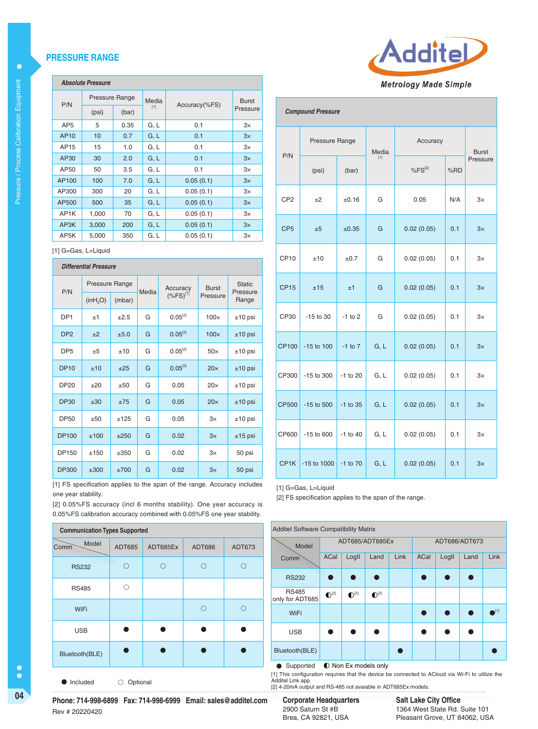## PRESSURE RANGE

**Additel**

*Metrology Made Simple*

| *Absolute Pressure* | | | | | |
|---|---|---|---|---|---|
| P/N | Pressure Range | | Media [1] | Accuracy(%FS) | Burst Pressure |
| | (psi) | (bar) | | | |
| AP5 | 5 | 0.35 | G, L | 0.1 | 3× |
| AP10 | 10 | 0.7 | G, L | 0.1 | 3× |
| AP15 | 15 | 1.0 | G, L | 0.1 | 3× |
| AP30 | 30 | 2.0 | G, L | 0.1 | 3× |
| AP50 | 50 | 3.5 | G, L | 0.1 | 3× |
| AP100 | 100 | 7.0 | G, L | 0.05 (0.1) | 3× |
| AP300 | 300 | 20 | G, L | 0.05 (0.1) | 3× |
| AP500 | 500 | 35 | G, L | 0.05 (0.1) | 3× |
| AP1K | 1,000 | 70 | G, L | 0.05 (0.1) | 3× |
| AP3K | 3,000 | 200 | G, L | 0.05 (0.1) | 3× |
| AP5K | 5,000 | 350 | G, L | 0.05 (0.1) | 3× |

[1] G=Gas, L=Liquid

| *Differential Pressure* | | | | | | |
|---|---|---|---|---|---|---|
| P/N | Pressure Range | | Media | Accuracy (%FS)[1] | Burst Pressure | Static Pressure Range |
| | ($inH_2O$) | (mbar) | | | | |
| DP1 | ±1 | ±2.5 | G | 0.05[2] | 100× | ±10 psi |
| DP2 | ±2 | ±5.0 | G | 0.05[2] | 100× | ±10 psi |
| DP5 | ±5 | ±10 | G | 0.05[2] | 50× | ±10 psi |
| DP10 | ±10 | ±25 | G | 0.05[2] | 20× | ±10 psi |
| DP20 | ±20 | ±50 | G | 0.05 | 20× | ±10 psi |
| DP30 | ±30 | ±75 | G | 0.05 | 20× | ±10 psi |
| DP50 | ±50 | ±125 | G | 0.05 | 3× | ±10 psi |
| DP100 | ±100 | ±250 | G | 0.02 | 3× | ±15 psi |
| DP150 | ±150 | ±350 | G | 0.02 | 3× | 50 psi |
| DP300 | ±300 | ±700 | G | 0.02 | 3× | 50 psi |

[1] FS specification applies to the span of the range. Accuracy includes one year stability.

[2] 0.05%FS accuracy (incl 6 months stability). One year accuracy is 0.05%FS calibration accuracy combined with 0.05%FS one year stability.

| *Compound Pressure* | | | | | | |
|---|---|---|---|---|---|---|
| P/N | Pressure Range | | Media [1] | Accuracy | | Burst Pressure |
| | (psi) | (bar) | | %FS[2] | %RD | |
| CP2 | ±2 | ±0.16 | G | 0.05 | N/A | 3× |
| CP5 | ±5 | ±0.35 | G | 0.02 (0.05) | 0.1 | 3× |
| CP10 | ±10 | ±0.7 | G | 0.02 (0.05) | 0.1 | 3× |
| CP15 | ±15 | ±1 | G | 0.02 (0.05) | 0.1 | 3× |
| CP30 | -15 to 30 | -1 to 2 | G | 0.02 (0.05) | 0.1 | 3× |
| CP100 | -15 to 100 | -1 to 7 | G, L | 0.02 (0.05) | 0.1 | 3× |
| CP300 | -15 to 300 | -1 to 20 | G, L | 0.02 (0.05) | 0.1 | 3× |
| CP500 | -15 to 500 | -1 to 35 | G, L | 0.02 (0.05) | 0.1 | 3× |
| CP600 | -15 to 600 | -1 to 40 | G, L | 0.02 (0.05) | 0.1 | 3× |
| CP1K | -15 to 1000 | -1 to 70 | G, L | 0.02 (0.05) | 0.1 | 3× |

[1] G=Gas, L=Liquid

[2] FS specification applies to the span of the range.

| *Communication Types Supported* | | | | |
|---|---|---|---|---|
| Comm \ Model | ADT685 | ADT685Ex | ADT686 | ADT673 |
| RS232 | ○ | ○ | ○ | ○ |
| RS485 | ○ | | | |
| WiFi | | | ○ | ○ |
| USB | ● | ● | ● | ● |
| Bluetooth(BLE) | ● | ● | ● | ● |

● Included ○ Optional

| Additel Software Compatibility Matrix | | | | | | | | |
|---|---|---|---|---|---|---|---|---|
| Comm \ Model | ADT685/ADT685Ex | | | | ADT686/ADT673 | | | |
| | ACal | LogII | Land | Link | ACal | LogII | Land | Link |
| RS232 | ● | ● | ● | | ● | ● | ● | |
| RS485 only for ADT685 | ◐[2] | ◐[2] | ◐[2] | | | | | |
| WiFi | | | | | ● | ● | ● | ●[1] |
| USB | ● | ● | ● | | ● | ● | ● | |
| Bluetooth(BLE) | | | | ● | | | | ● |

● Supported ◐ Non Ex models only

[1] This configuration requires that the device be connected to ACloud via Wi-Fi to utilize the Additel Link app.

[2] 4-20mA output and RS-485 not avaiable in ADT685Ex models.

**Phone: 714-998-6899 Fax: 714-998-6999 Email: sales@additel.com**

Rev # 20220420

**Corporate Headquarters**
2900 Saturn St #B
Brea, CA 92821, USA

**Salt Lake City Office**
1364 West State Rd. Suite 101
Pleasant Grove, UT 84062, USA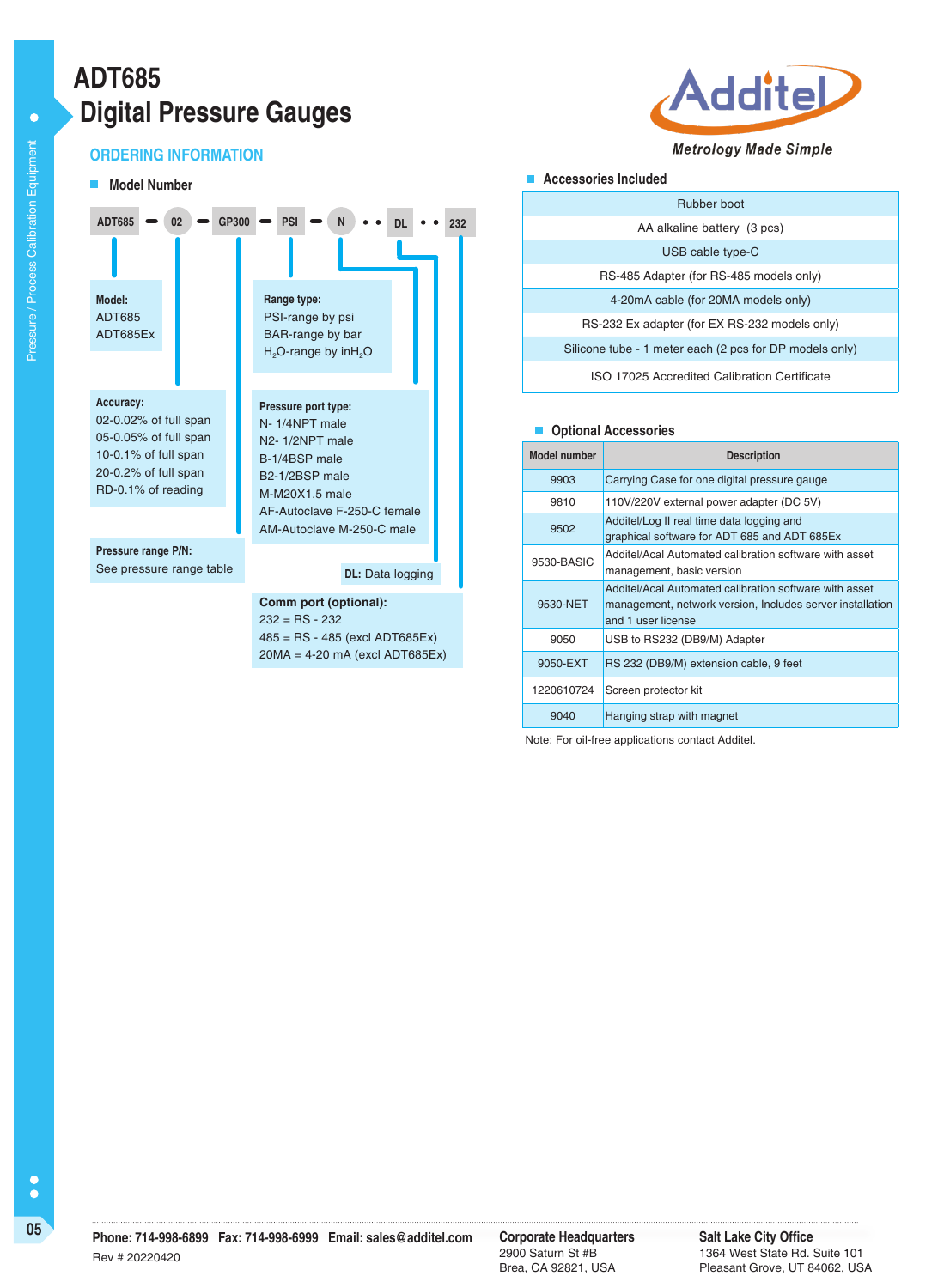# ADT685

# Digital Pressure Gauges

Metrology Made Simple

## ORDERING INFORMATION

### Model Number

ADT685 – 02 – GP300 – PSI – N • • DL • • 232

**Model:**
ADT685
ADT685Ex

**Accuracy:**
02-0.02% of full span
05-0.05% of full span
10-0.1% of full span
20-0.2% of full span
RD-0.1% of reading

**Pressure range P/N:**
See pressure range table

**Range type:**
PSI-range by psi
BAR-range by bar
$H_2O$-range by in$H_2O$

**Pressure port type:**
N- 1/4NPT male
N2- 1/2NPT male
B-1/4BSP male
B2-1/2BSP male
M-M20X1.5 male
AF-Autoclave F-250-C female
AM-Autoclave M-250-C male

**DL:** Data logging

**Comm port (optional):**
232 = RS - 232
485 = RS - 485 (excl ADT685Ex)
20MA = 4-20 mA (excl ADT685Ex)

### Accessories Included

| |
|---|
| Rubber boot |
| AA alkaline battery (3 pcs) |
| USB cable type-C |
| RS-485 Adapter (for RS-485 models only) |
| 4-20mA cable (for 20MA models only) |
| RS-232 Ex adapter (for EX RS-232 models only) |
| Silicone tube - 1 meter each (2 pcs for DP models only) |
| ISO 17025 Accredited Calibration Certificate |

### Optional Accessories

| Model number | Description |
|---|---|
| 9903 | Carrying Case for one digital pressure gauge |
| 9810 | 110V/220V external power adapter (DC 5V) |
| 9502 | Additel/Log II real time data logging and graphical software for ADT 685 and ADT 685Ex |
| 9530-BASIC | Additel/Acal Automated calibration software with asset management, basic version |
| 9530-NET | Additel/Acal Automated calibration software with asset management, network version, Includes server installation and 1 user license |
| 9050 | USB to RS232 (DB9/M) Adapter |
| 9050-EXT | RS 232 (DB9/M) extension cable, 9 feet |
| 1220610724 | Screen protector kit |
| 9040 | Hanging strap with magnet |

Note: For oil-free applications contact Additel.

**Phone: 714-998-6899 Fax: 714-998-6999 Email: sales@additel.com**
Rev # 20220420

**Corporate Headquarters**
2900 Saturn St #B
Brea, CA 92821, USA

**Salt Lake City Office**
1364 West State Rd. Suite 101
Pleasant Grove, UT 84062, USA